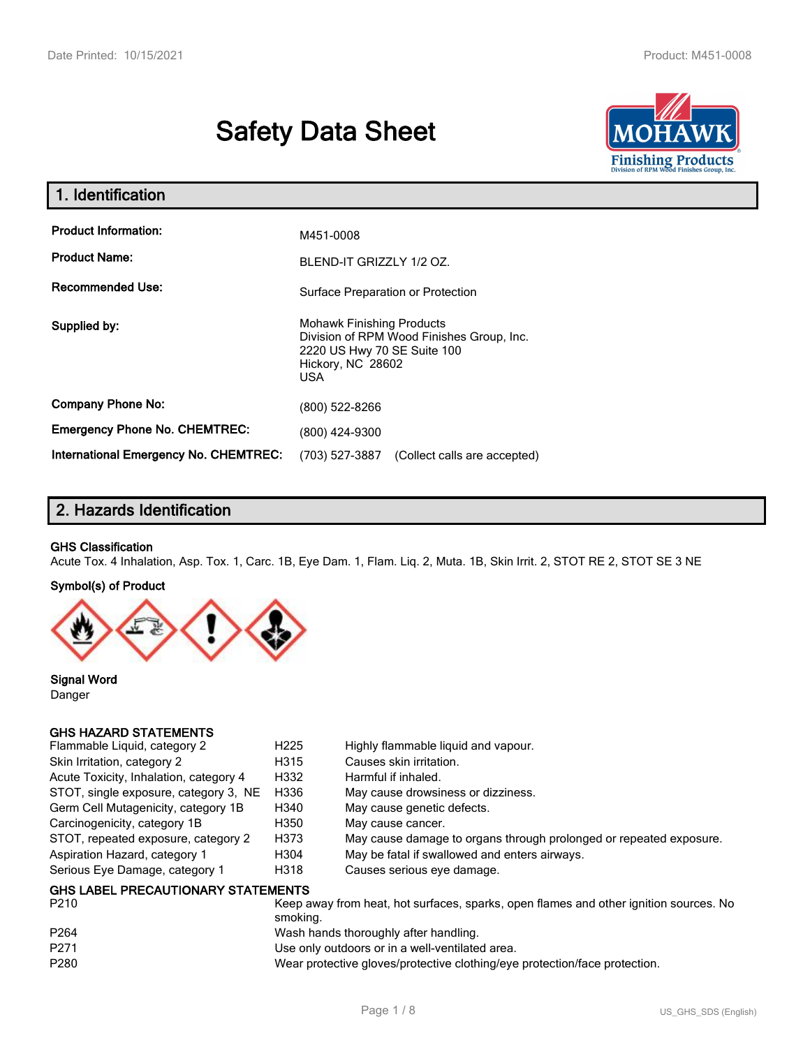# Safety Data Sheet

## 1. Identification

| | |
|---|---|
| **Product Information:** | M451-0008 |
| **Product Name:** | BLEND-IT GRIZZLY 1/2 OZ. |
| **Recommended Use:** | Surface Preparation or Protection |
| **Supplied by:** | Mohawk Finishing Products<br>Division of RPM Wood Finishes Group, Inc.<br>2220 US Hwy 70 SE Suite 100<br>Hickory, NC 28602<br>USA |
| **Company Phone No:** | (800) 522-8266 |
| **Emergency Phone No. CHEMTREC:** | (800) 424-9300 |
| **International Emergency No. CHEMTREC:** | (703) 527-3887 (Collect calls are accepted) |

## 2. Hazards Identification

**GHS Classification**

Acute Tox. 4 Inhalation, Asp. Tox. 1, Carc. 1B, Eye Dam. 1, Flam. Liq. 2, Muta. 1B, Skin Irrit. 2, STOT RE 2, STOT SE 3 NE

**Symbol(s) of Product**

**Signal Word**

Danger

**GHS HAZARD STATEMENTS**

| | | |
|---|---|---|
| Flammable Liquid, category 2 | H225 | Highly flammable liquid and vapour. |
| Skin Irritation, category 2 | H315 | Causes skin irritation. |
| Acute Toxicity, Inhalation, category 4 | H332 | Harmful if inhaled. |
| STOT, single exposure, category 3, NE | H336 | May cause drowsiness or dizziness. |
| Germ Cell Mutagenicity, category 1B | H340 | May cause genetic defects. |
| Carcinogenicity, category 1B | H350 | May cause cancer. |
| STOT, repeated exposure, category 2 | H373 | May cause damage to organs through prolonged or repeated exposure. |
| Aspiration Hazard, category 1 | H304 | May be fatal if swallowed and enters airways. |
| Serious Eye Damage, category 1 | H318 | Causes serious eye damage. |

**GHS LABEL PRECAUTIONARY STATEMENTS**

| | |
|---|---|
| P210 | Keep away from heat, hot surfaces, sparks, open flames and other ignition sources. No smoking. |
| P264 | Wash hands thoroughly after handling. |
| P271 | Use only outdoors or in a well-ventilated area. |
| P280 | Wear protective gloves/protective clothing/eye protection/face protection. |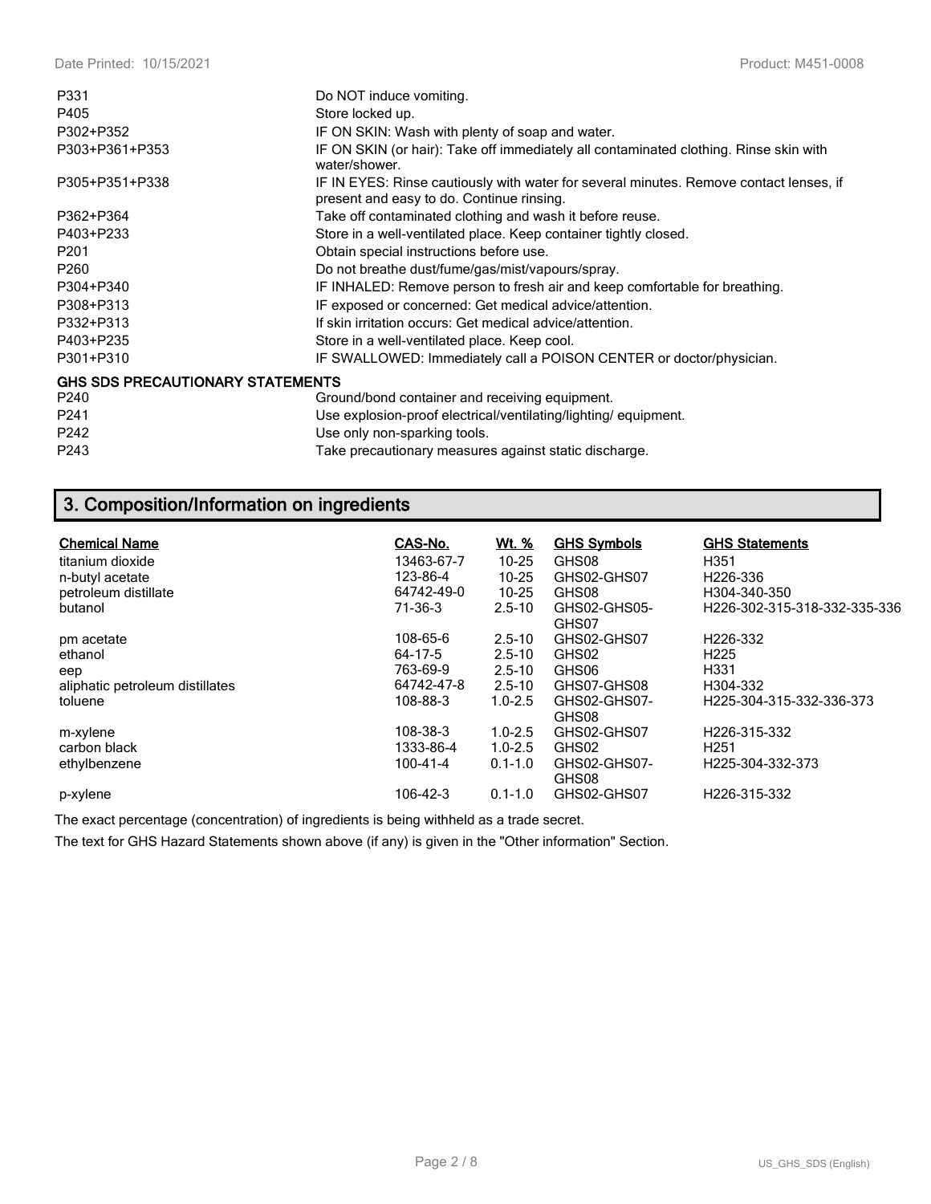| | |
|---|---|
| P331 | Do NOT induce vomiting. |
| P405 | Store locked up. |
| P302+P352 | IF ON SKIN: Wash with plenty of soap and water. |
| P303+P361+P353 | IF ON SKIN (or hair): Take off immediately all contaminated clothing. Rinse skin with water/shower. |
| P305+P351+P338 | IF IN EYES: Rinse cautiously with water for several minutes. Remove contact lenses, if present and easy to do. Continue rinsing. |
| P362+P364 | Take off contaminated clothing and wash it before reuse. |
| P403+P233 | Store in a well-ventilated place. Keep container tightly closed. |
| P201 | Obtain special instructions before use. |
| P260 | Do not breathe dust/fume/gas/mist/vapours/spray. |
| P304+P340 | IF INHALED: Remove person to fresh air and keep comfortable for breathing. |
| P308+P313 | IF exposed or concerned: Get medical advice/attention. |
| P332+P313 | If skin irritation occurs: Get medical advice/attention. |
| P403+P235 | Store in a well-ventilated place. Keep cool. |
| P301+P310 | IF SWALLOWED: Immediately call a POISON CENTER or doctor/physician. |

**GHS SDS PRECAUTIONARY STATEMENTS**

| | |
|---|---|
| P240 | Ground/bond container and receiving equipment. |
| P241 | Use explosion-proof electrical/ventilating/lighting/ equipment. |
| P242 | Use only non-sparking tools. |
| P243 | Take precautionary measures against static discharge. |

## 3. Composition/Information on ingredients

| Chemical Name | CAS-No. | Wt. % | GHS Symbols | GHS Statements |
|---|---|---|---|---|
| titanium dioxide | 13463-67-7 | 10-25 | GHS08 | H351 |
| n-butyl acetate | 123-86-4 | 10-25 | GHS02-GHS07 | H226-336 |
| petroleum distillate | 64742-49-0 | 10-25 | GHS08 | H304-340-350 |
| butanol | 71-36-3 | 2.5-10 | GHS02-GHS05-GHS07 | H226-302-315-318-332-335-336 |
| pm acetate | 108-65-6 | 2.5-10 | GHS02-GHS07 | H226-332 |
| ethanol | 64-17-5 | 2.5-10 | GHS02 | H225 |
| eep | 763-69-9 | 2.5-10 | GHS06 | H331 |
| aliphatic petroleum distillates | 64742-47-8 | 2.5-10 | GHS07-GHS08 | H304-332 |
| toluene | 108-88-3 | 1.0-2.5 | GHS02-GHS07-GHS08 | H225-304-315-332-336-373 |
| m-xylene | 108-38-3 | 1.0-2.5 | GHS02-GHS07 | H226-315-332 |
| carbon black | 1333-86-4 | 1.0-2.5 | GHS02 | H251 |
| ethylbenzene | 100-41-4 | 0.1-1.0 | GHS02-GHS07-GHS08 | H225-304-332-373 |
| p-xylene | 106-42-3 | 0.1-1.0 | GHS02-GHS07 | H226-315-332 |

The exact percentage (concentration) of ingredients is being withheld as a trade secret.

The text for GHS Hazard Statements shown above (if any) is given in the "Other information" Section.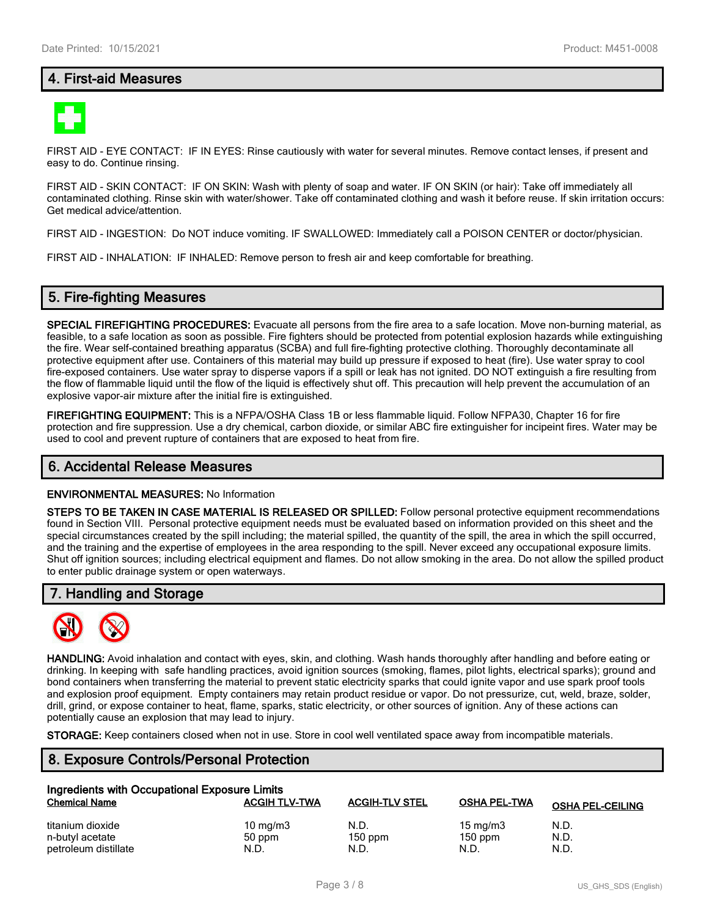## 4. First-aid Measures

FIRST AID - EYE CONTACT: IF IN EYES: Rinse cautiously with water for several minutes. Remove contact lenses, if present and easy to do. Continue rinsing.

FIRST AID - SKIN CONTACT: IF ON SKIN: Wash with plenty of soap and water. IF ON SKIN (or hair): Take off immediately all contaminated clothing. Rinse skin with water/shower. Take off contaminated clothing and wash it before reuse. If skin irritation occurs: Get medical advice/attention.

FIRST AID - INGESTION: Do NOT induce vomiting. IF SWALLOWED: Immediately call a POISON CENTER or doctor/physician.

FIRST AID - INHALATION: IF INHALED: Remove person to fresh air and keep comfortable for breathing.

## 5. Fire-fighting Measures

**SPECIAL FIREFIGHTING PROCEDURES:** Evacuate all persons from the fire area to a safe location. Move non-burning material, as feasible, to a safe location as soon as possible. Fire fighters should be protected from potential explosion hazards while extinguishing the fire. Wear self-contained breathing apparatus (SCBA) and full fire-fighting protective clothing. Thoroughly decontaminate all protective equipment after use. Containers of this material may build up pressure if exposed to heat (fire). Use water spray to cool fire-exposed containers. Use water spray to disperse vapors if a spill or leak has not ignited. DO NOT extinguish a fire resulting from the flow of flammable liquid until the flow of the liquid is effectively shut off. This precaution will help prevent the accumulation of an explosive vapor-air mixture after the initial fire is extinguished.

**FIREFIGHTING EQUIPMENT:** This is a NFPA/OSHA Class 1B or less flammable liquid. Follow NFPA30, Chapter 16 for fire protection and fire suppression. Use a dry chemical, carbon dioxide, or similar ABC fire extinguisher for incipeint fires. Water may be used to cool and prevent rupture of containers that are exposed to heat from fire.

## 6. Accidental Release Measures

**ENVIRONMENTAL MEASURES:** No Information

**STEPS TO BE TAKEN IN CASE MATERIAL IS RELEASED OR SPILLED:** Follow personal protective equipment recommendations found in Section VIII. Personal protective equipment needs must be evaluated based on information provided on this sheet and the special circumstances created by the spill including; the material spilled, the quantity of the spill, the area in which the spill occurred, and the training and the expertise of employees in the area responding to the spill. Never exceed any occupational exposure limits. Shut off ignition sources; including electrical equipment and flames. Do not allow smoking in the area. Do not allow the spilled product to enter public drainage system or open waterways.

## 7. Handling and Storage

**HANDLING:** Avoid inhalation and contact with eyes, skin, and clothing. Wash hands thoroughly after handling and before eating or drinking. In keeping with safe handling practices, avoid ignition sources (smoking, flames, pilot lights, electrical sparks); ground and bond containers when transferring the material to prevent static electricity sparks that could ignite vapor and use spark proof tools and explosion proof equipment. Empty containers may retain product residue or vapor. Do not pressurize, cut, weld, braze, solder, drill, grind, or expose container to heat, flame, sparks, static electricity, or other sources of ignition. Any of these actions can potentially cause an explosion that may lead to injury.

**STORAGE:** Keep containers closed when not in use. Store in cool well ventilated space away from incompatible materials.

## 8. Exposure Controls/Personal Protection

**Ingredients with Occupational Exposure Limits**

| Chemical Name | ACGIH TLV-TWA | ACGIH-TLV STEL | OSHA PEL-TWA | OSHA PEL-CEILING |
|---|---|---|---|---|
| titanium dioxide | 10 mg/m3 | N.D. | 15 mg/m3 | N.D. |
| n-butyl acetate | 50 ppm | 150 ppm | 150 ppm | N.D. |
| petroleum distillate | N.D. | N.D. | N.D. | N.D. |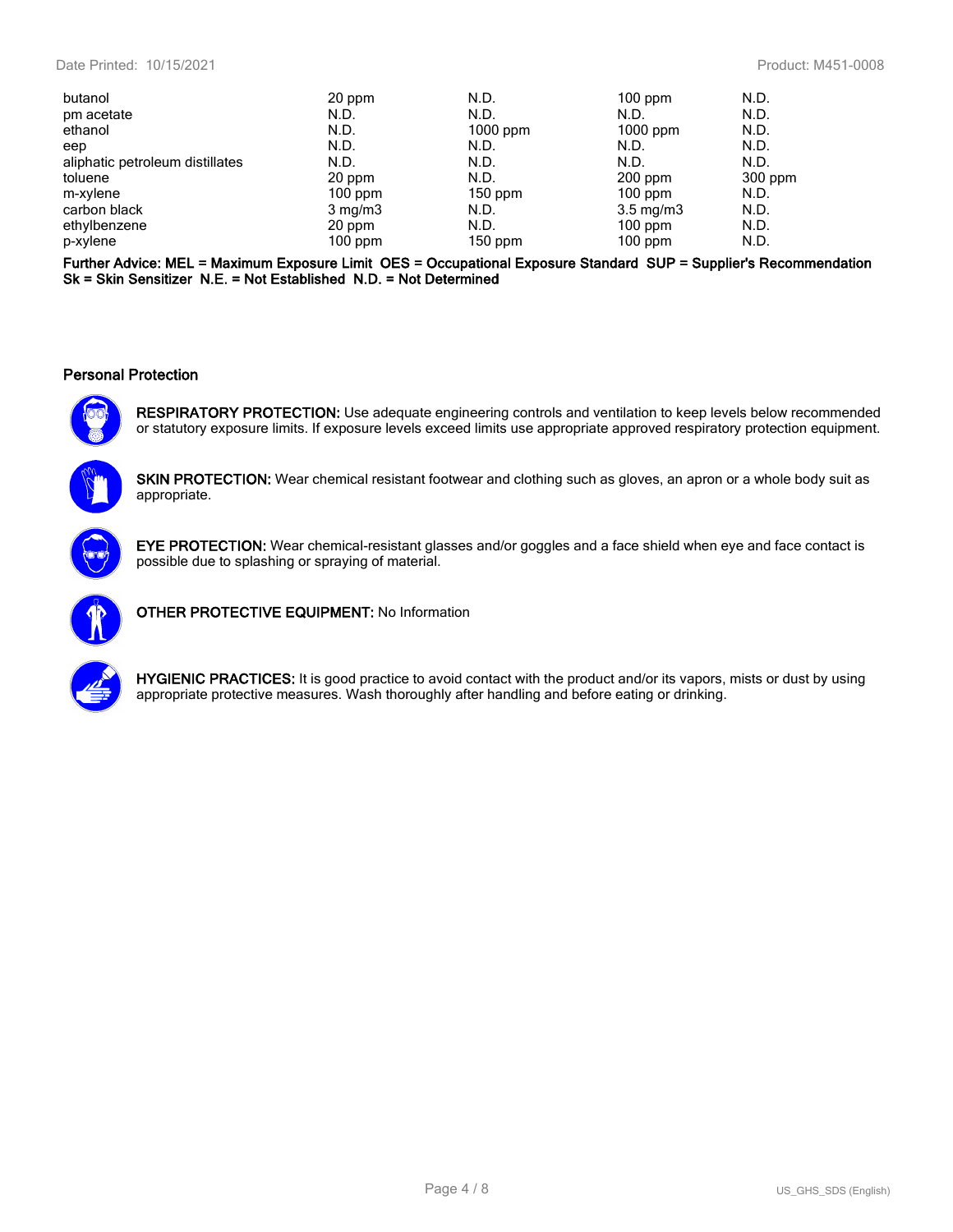| | | | | |
|---|---|---|---|---|
| butanol | 20 ppm | N.D. | 100 ppm | N.D. |
| pm acetate | N.D. | N.D. | N.D. | N.D. |
| ethanol | N.D. | 1000 ppm | 1000 ppm | N.D. |
| eep | N.D. | N.D. | N.D. | N.D. |
| aliphatic petroleum distillates | N.D. | N.D. | N.D. | N.D. |
| toluene | 20 ppm | N.D. | 200 ppm | 300 ppm |
| m-xylene | 100 ppm | 150 ppm | 100 ppm | N.D. |
| carbon black | 3 mg/m3 | N.D. | 3.5 mg/m3 | N.D. |
| ethylbenzene | 20 ppm | N.D. | 100 ppm | N.D. |
| p-xylene | 100 ppm | 150 ppm | 100 ppm | N.D. |

**Further Advice: MEL = Maximum Exposure Limit OES = Occupational Exposure Standard SUP = Supplier's Recommendation Sk = Skin Sensitizer N.E. = Not Established N.D. = Not Determined**

### Personal Protection

**RESPIRATORY PROTECTION:** Use adequate engineering controls and ventilation to keep levels below recommended or statutory exposure limits. If exposure levels exceed limits use appropriate approved respiratory protection equipment.

**SKIN PROTECTION:** Wear chemical resistant footwear and clothing such as gloves, an apron or a whole body suit as appropriate.

**EYE PROTECTION:** Wear chemical-resistant glasses and/or goggles and a face shield when eye and face contact is possible due to splashing or spraying of material.

**OTHER PROTECTIVE EQUIPMENT:** No Information

**HYGIENIC PRACTICES:** It is good practice to avoid contact with the product and/or its vapors, mists or dust by using appropriate protective measures. Wash thoroughly after handling and before eating or drinking.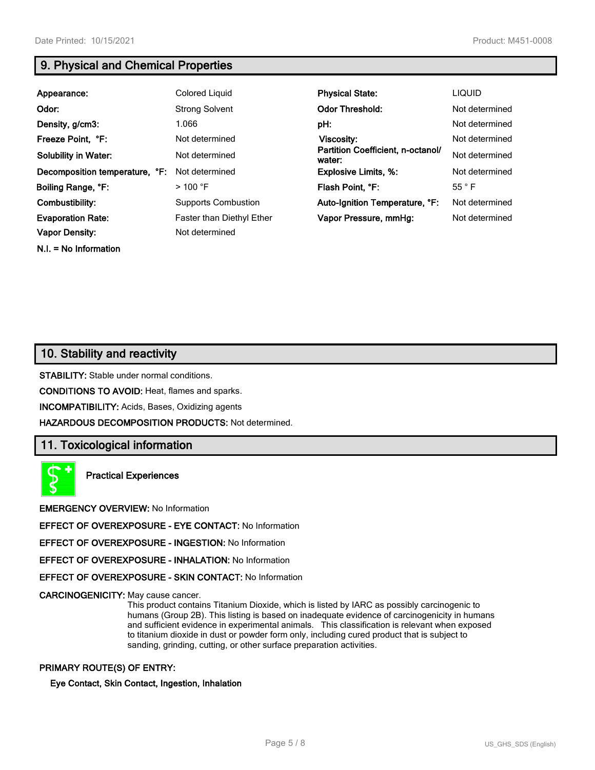## 9. Physical and Chemical Properties

| | | | |
|---|---|---|---|
| **Appearance:** | Colored Liquid | **Physical State:** | LIQUID |
| **Odor:** | Strong Solvent | **Odor Threshold:** | Not determined |
| **Density, g/cm3:** | 1.066 | **pH:** | Not determined |
| **Freeze Point, °F:** | Not determined | **Viscosity:** | Not determined |
| **Solubility in Water:** | Not determined | **Partition Coefficient, n-octanol/water:** | Not determined |
| **Decomposition temperature, °F:** | Not determined | **Explosive Limits, %:** | Not determined |
| **Boiling Range, °F:** | > 100 °F | **Flash Point, °F:** | 55 ° F |
| **Combustibility:** | Supports Combustion | **Auto-Ignition Temperature, °F:** | Not determined |
| **Evaporation Rate:** | Faster than Diethyl Ether | **Vapor Pressure, mmHg:** | Not determined |
| **Vapor Density:** | Not determined | | |

**N.I. = No Information**

## 10. Stability and reactivity

**STABILITY:** Stable under normal conditions.

**CONDITIONS TO AVOID:** Heat, flames and sparks.

**INCOMPATIBILITY:** Acids, Bases, Oxidizing agents

**HAZARDOUS DECOMPOSITION PRODUCTS:** Not determined.

## 11. Toxicological information

**Practical Experiences**

**EMERGENCY OVERVIEW:** No Information

**EFFECT OF OVEREXPOSURE - EYE CONTACT:** No Information

**EFFECT OF OVEREXPOSURE - INGESTION:** No Information

**EFFECT OF OVEREXPOSURE - INHALATION:** No Information

**EFFECT OF OVEREXPOSURE - SKIN CONTACT:** No Information

**CARCINOGENICITY:** May cause cancer.
This product contains Titanium Dioxide, which is listed by IARC as possibly carcinogenic to humans (Group 2B). This listing is based on inadequate evidence of carcinogenicity in humans and sufficient evidence in experimental animals. This classification is relevant when exposed to titanium dioxide in dust or powder form only, including cured product that is subject to sanding, grinding, cutting, or other surface preparation activities.

**PRIMARY ROUTE(S) OF ENTRY:**

**Eye Contact, Skin Contact, Ingestion, Inhalation**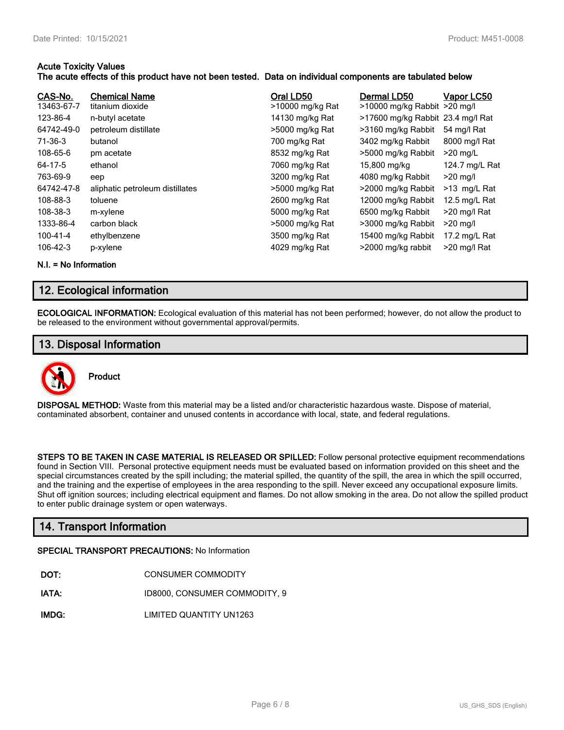**Acute Toxicity Values**
**The acute effects of this product have not been tested. Data on individual components are tabulated below**

| CAS-No. | Chemical Name | Oral LD50 | Dermal LD50 | Vapor LC50 |
|---|---|---|---|---|
| 13463-67-7 | titanium dioxide | >10000 mg/kg Rat | >10000 mg/kg Rabbit | >20 mg/l |
| 123-86-4 | n-butyl acetate | 14130 mg/kg Rat | >17600 mg/kg Rabbit | 23.4 mg/l Rat |
| 64742-49-0 | petroleum distillate | >5000 mg/kg Rat | >3160 mg/kg Rabbit | 54 mg/l Rat |
| 71-36-3 | butanol | 700 mg/kg Rat | 3402 mg/kg Rabbit | 8000 mg/l Rat |
| 108-65-6 | pm acetate | 8532 mg/kg Rat | >5000 mg/kg Rabbit | >20 mg/L |
| 64-17-5 | ethanol | 7060 mg/kg Rat | 15,800 mg/kg | 124.7 mg/L Rat |
| 763-69-9 | eep | 3200 mg/kg Rat | 4080 mg/kg Rabbit | >20 mg/l |
| 64742-47-8 | aliphatic petroleum distillates | >5000 mg/kg Rat | >2000 mg/kg Rabbit | >13 mg/L Rat |
| 108-88-3 | toluene | 2600 mg/kg Rat | 12000 mg/kg Rabbit | 12.5 mg/L Rat |
| 108-38-3 | m-xylene | 5000 mg/kg Rat | 6500 mg/kg Rabbit | >20 mg/l Rat |
| 1333-86-4 | carbon black | >5000 mg/kg Rat | >3000 mg/kg Rabbit | >20 mg/l |
| 100-41-4 | ethylbenzene | 3500 mg/kg Rat | 15400 mg/kg Rabbit | 17.2 mg/L Rat |
| 106-42-3 | p-xylene | 4029 mg/kg Rat | >2000 mg/kg rabbit | >20 mg/l Rat |

**N.I. = No Information**

## 12. Ecological information

**ECOLOGICAL INFORMATION:** Ecological evaluation of this material has not been performed; however, do not allow the product to be released to the environment without governmental approval/permits.

## 13. Disposal Information

**Product**

**DISPOSAL METHOD:** Waste from this material may be a listed and/or characteristic hazardous waste. Dispose of material, contaminated absorbent, container and unused contents in accordance with local, state, and federal regulations.

**STEPS TO BE TAKEN IN CASE MATERIAL IS RELEASED OR SPILLED:** Follow personal protective equipment recommendations found in Section VIII. Personal protective equipment needs must be evaluated based on information provided on this sheet and the special circumstances created by the spill including; the material spilled, the quantity of the spill, the area in which the spill occurred, and the training and the expertise of employees in the area responding to the spill. Never exceed any occupational exposure limits. Shut off ignition sources; including electrical equipment and flames. Do not allow smoking in the area. Do not allow the spilled product to enter public drainage system or open waterways.

## 14. Transport Information

**SPECIAL TRANSPORT PRECAUTIONS:** No Information

**DOT:** CONSUMER COMMODITY

**IATA:** ID8000, CONSUMER COMMODITY, 9

**IMDG:** LIMITED QUANTITY UN1263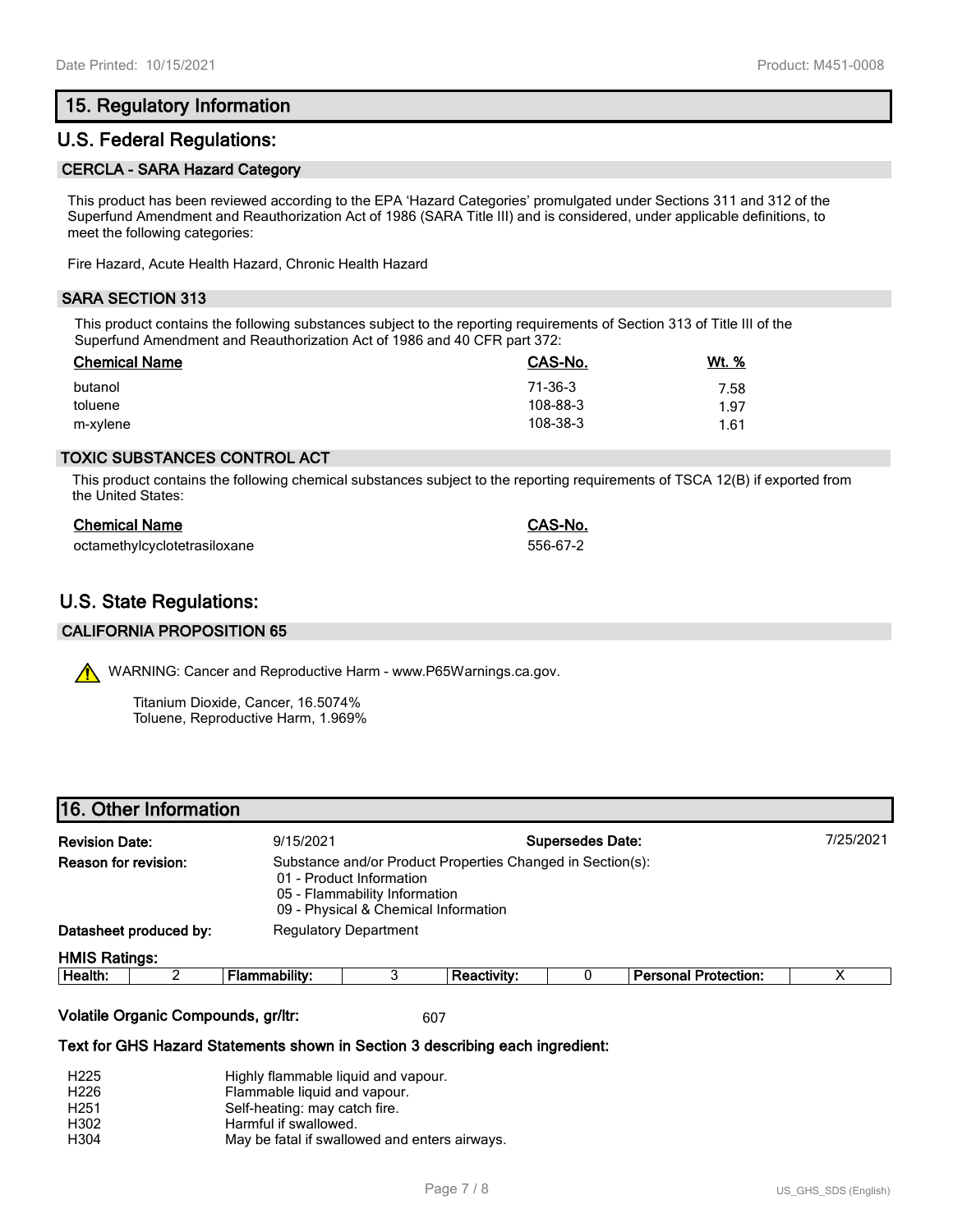## 15. Regulatory Information

## U.S. Federal Regulations:

### CERCLA - SARA Hazard Category

This product has been reviewed according to the EPA 'Hazard Categories' promulgated under Sections 311 and 312 of the Superfund Amendment and Reauthorization Act of 1986 (SARA Title III) and is considered, under applicable definitions, to meet the following categories:

Fire Hazard, Acute Health Hazard, Chronic Health Hazard

### SARA SECTION 313

This product contains the following substances subject to the reporting requirements of Section 313 of Title III of the Superfund Amendment and Reauthorization Act of 1986 and 40 CFR part 372:

| Chemical Name | CAS-No. | Wt. % |
|---|---|---|
| butanol | 71-36-3 | 7.58 |
| toluene | 108-88-3 | 1.97 |
| m-xylene | 108-38-3 | 1.61 |

### TOXIC SUBSTANCES CONTROL ACT

This product contains the following chemical substances subject to the reporting requirements of TSCA 12(B) if exported from the United States:

| Chemical Name | CAS-No. |
|---|---|
| octamethylcyclotetrasiloxane | 556-67-2 |

## U.S. State Regulations:

### CALIFORNIA PROPOSITION 65

WARNING: Cancer and Reproductive Harm - www.P65Warnings.ca.gov.

Titanium Dioxide, Cancer, 16.5074%
Toluene, Reproductive Harm, 1.969%

## 16. Other Information

**Revision Date:** 9/15/2021 **Supersedes Date:** 7/25/2021

**Reason for revision:** Substance and/or Product Properties Changed in Section(s):
- 01 - Product Information
- 05 - Flammability Information
- 09 - Physical & Chemical Information

**Datasheet produced by:** Regulatory Department

**HMIS Ratings:**

| Health: | 2 | Flammability: | 3 | Reactivity: | 0 | Personal Protection: | X |
|---|---|---|---|---|---|---|---|

**Volatile Organic Compounds, gr/ltr:** 607

**Text for GHS Hazard Statements shown in Section 3 describing each ingredient:**

| | |
|---|---|
| H225 | Highly flammable liquid and vapour. |
| H226 | Flammable liquid and vapour. |
| H251 | Self-heating: may catch fire. |
| H302 | Harmful if swallowed. |
| H304 | May be fatal if swallowed and enters airways. |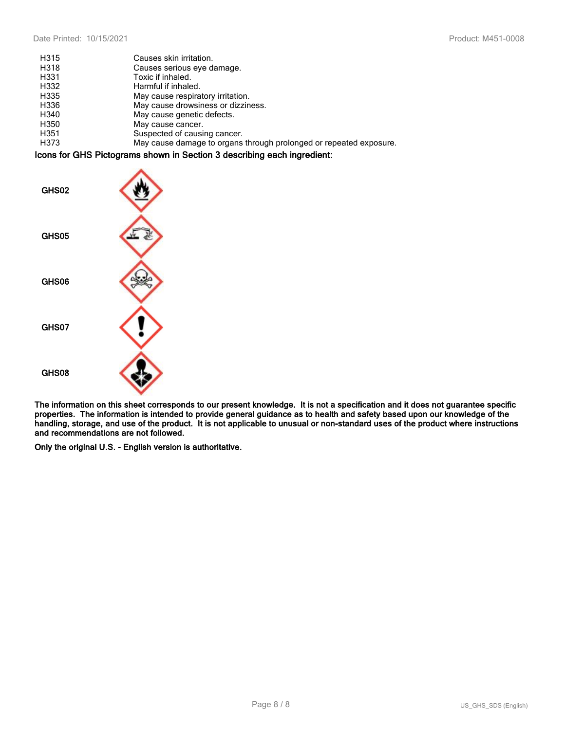| | |
|---|---|
| H315 | Causes skin irritation. |
| H318 | Causes serious eye damage. |
| H331 | Toxic if inhaled. |
| H332 | Harmful if inhaled. |
| H335 | May cause respiratory irritation. |
| H336 | May cause drowsiness or dizziness. |
| H340 | May cause genetic defects. |
| H350 | May cause cancer. |
| H351 | Suspected of causing cancer. |
| H373 | May cause damage to organs through prolonged or repeated exposure. |

**Icons for GHS Pictograms shown in Section 3 describing each ingredient:**

GHS02

GHS05

GHS06

GHS07

GHS08

**The information on this sheet corresponds to our present knowledge. It is not a specification and it does not guarantee specific properties. The information is intended to provide general guidance as to health and safety based upon our knowledge of the handling, storage, and use of the product. It is not applicable to unusual or non-standard uses of the product where instructions and recommendations are not followed.**

**Only the original U.S. - English version is authoritative.**